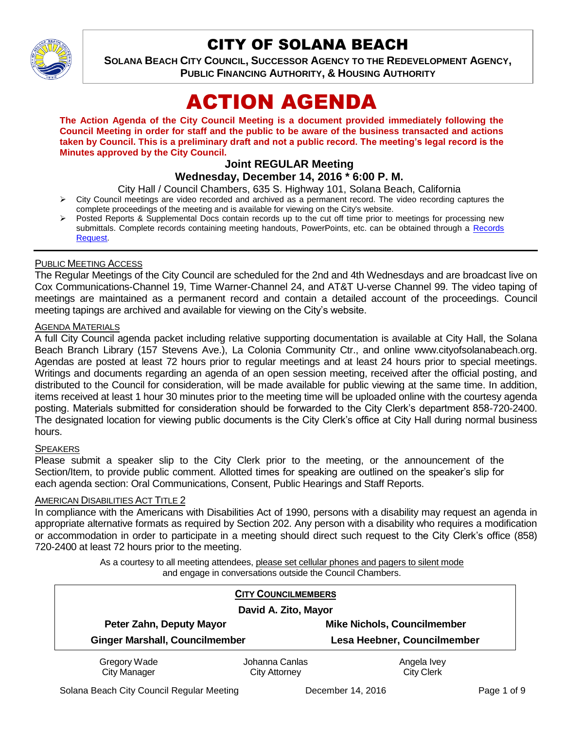# CITY OF SOLANA BEACH

**SOLANA BEACH CITY COUNCIL, SUCCESSOR AGENCY TO THE REDEVELOPMENT AGENCY, PUBLIC FINANCING AUTHORITY, & HOUSING AUTHORITY**

# ACTION AGENDA

**The Action Agenda of the City Council Meeting is a document provided immediately following the Council Meeting in order for staff and the public to be aware of the business transacted and actions taken by Council. This is a preliminary draft and not a public record. The meeting's legal record is the Minutes approved by the City Council.**

## Joint REGULAR Meeting

## Wednesday, December 14, 2016 * 6:00 P. M.

City Hall / Council Chambers, 635 S. Highway 101, Solana Beach, California

- City Council meetings are video recorded and archived as a permanent record. The video recording captures the complete proceedings of the meeting and is available for viewing on the City's website.
- Posted Reports & Supplemental Docs contain records up to the cut off time prior to meetings for processing new submittals. Complete records containing meeting handouts, PowerPoints, etc. can be obtained through a Records Request.

---

### PUBLIC MEETING ACCESS

The Regular Meetings of the City Council are scheduled for the 2nd and 4th Wednesdays and are broadcast live on Cox Communications-Channel 19, Time Warner-Channel 24, and AT&T U-verse Channel 99. The video taping of meetings are maintained as a permanent record and contain a detailed account of the proceedings. Council meeting tapings are archived and available for viewing on the City's website.

### AGENDA MATERIALS

A full City Council agenda packet including relative supporting documentation is available at City Hall, the Solana Beach Branch Library (157 Stevens Ave.), La Colonia Community Ctr., and online www.cityofsolanabeach.org. Agendas are posted at least 72 hours prior to regular meetings and at least 24 hours prior to special meetings. Writings and documents regarding an agenda of an open session meeting, received after the official posting, and distributed to the Council for consideration, will be made available for public viewing at the same time. In addition, items received at least 1 hour 30 minutes prior to the meeting time will be uploaded online with the courtesy agenda posting. Materials submitted for consideration should be forwarded to the City Clerk's department 858-720-2400. The designated location for viewing public documents is the City Clerk's office at City Hall during normal business hours.

### SPEAKERS

Please submit a speaker slip to the City Clerk prior to the meeting, or the announcement of the Section/Item, to provide public comment. Allotted times for speaking are outlined on the speaker's slip for each agenda section: Oral Communications, Consent, Public Hearings and Staff Reports.

### AMERICAN DISABILITIES ACT TITLE 2

In compliance with the Americans with Disabilities Act of 1990, persons with a disability may request an agenda in appropriate alternative formats as required by Section 202. Any person with a disability who requires a modification or accommodation in order to participate in a meeting should direct such request to the City Clerk's office (858) 720-2400 at least 72 hours prior to the meeting.

As a courtesy to all meeting attendees, please set cellular phones and pagers to silent mode and engage in conversations outside the Council Chambers.

**CITY COUNCILMEMBERS**

**David A. Zito, Mayor**

**Peter Zahn, Deputy Mayor** | **Mike Nichols, Councilmember**

**Ginger Marshall, Councilmember** | **Lesa Heebner, Councilmember**

| Gregory Wade | Johanna Canlas | Angela Ivey |
|---|---|---|
| City Manager | City Attorney | City Clerk |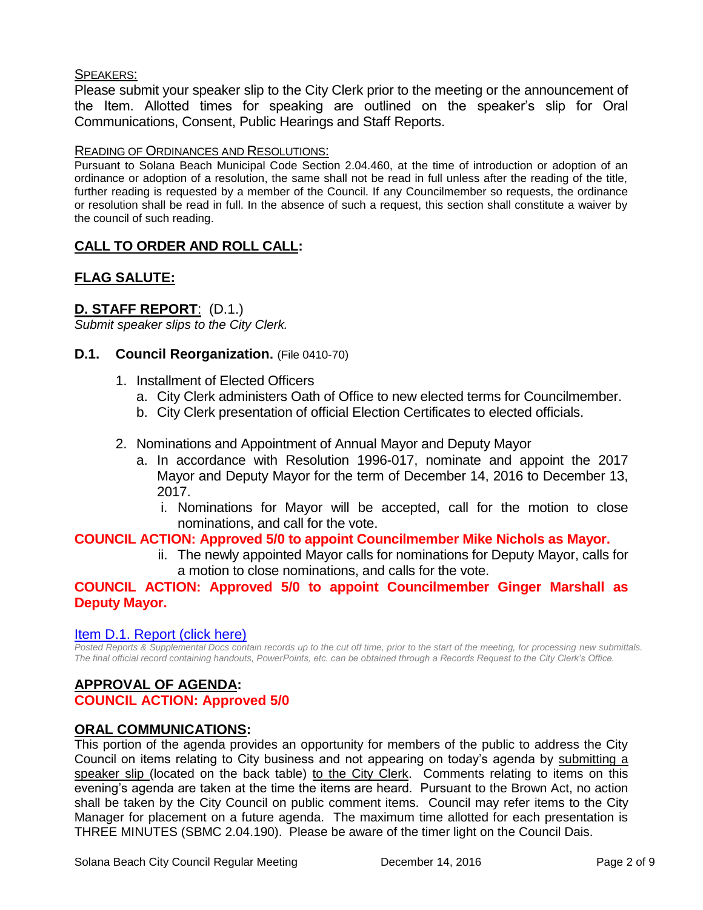SPEAKERS:

Please submit your speaker slip to the City Clerk prior to the meeting or the announcement of the Item. Allotted times for speaking are outlined on the speaker's slip for Oral Communications, Consent, Public Hearings and Staff Reports.

READING OF ORDINANCES AND RESOLUTIONS:

Pursuant to Solana Beach Municipal Code Section 2.04.460, at the time of introduction or adoption of an ordinance or adoption of a resolution, the same shall not be read in full unless after the reading of the title, further reading is requested by a member of the Council. If any Councilmember so requests, the ordinance or resolution shall be read in full. In the absence of such a request, this section shall constitute a waiver by the council of such reading.

## CALL TO ORDER AND ROLL CALL:

## FLAG SALUTE:

## D. STAFF REPORT: (D.1.)

*Submit speaker slips to the City Clerk.*

### D.1. Council Reorganization. (File 0410-70)

1. Installment of Elected Officers
   a. City Clerk administers Oath of Office to new elected terms for Councilmember.
   b. City Clerk presentation of official Election Certificates to elected officials.

2. Nominations and Appointment of Annual Mayor and Deputy Mayor
   a. In accordance with Resolution 1996-017, nominate and appoint the 2017 Mayor and Deputy Mayor for the term of December 14, 2016 to December 13, 2017.
      i. Nominations for Mayor will be accepted, call for the motion to close nominations, and call for the vote.

**COUNCIL ACTION: Approved 5/0 to appoint Councilmember Mike Nichols as Mayor.**

      ii. The newly appointed Mayor calls for nominations for Deputy Mayor, calls for a motion to close nominations, and calls for the vote.

**COUNCIL ACTION: Approved 5/0 to appoint Councilmember Ginger Marshall as Deputy Mayor.**

Item D.1. Report (click here)

*Posted Reports & Supplemental Docs contain records up to the cut off time, prior to the start of the meeting, for processing new submittals. The final official record containing handouts, PowerPoints, etc. can be obtained through a Records Request to the City Clerk's Office.*

## APPROVAL OF AGENDA:

**COUNCIL ACTION: Approved 5/0**

## ORAL COMMUNICATIONS:

This portion of the agenda provides an opportunity for members of the public to address the City Council on items relating to City business and not appearing on today's agenda by submitting a speaker slip (located on the back table) to the City Clerk. Comments relating to items on this evening's agenda are taken at the time the items are heard. Pursuant to the Brown Act, no action shall be taken by the City Council on public comment items. Council may refer items to the City Manager for placement on a future agenda. The maximum time allotted for each presentation is THREE MINUTES (SBMC 2.04.190). Please be aware of the timer light on the Council Dais.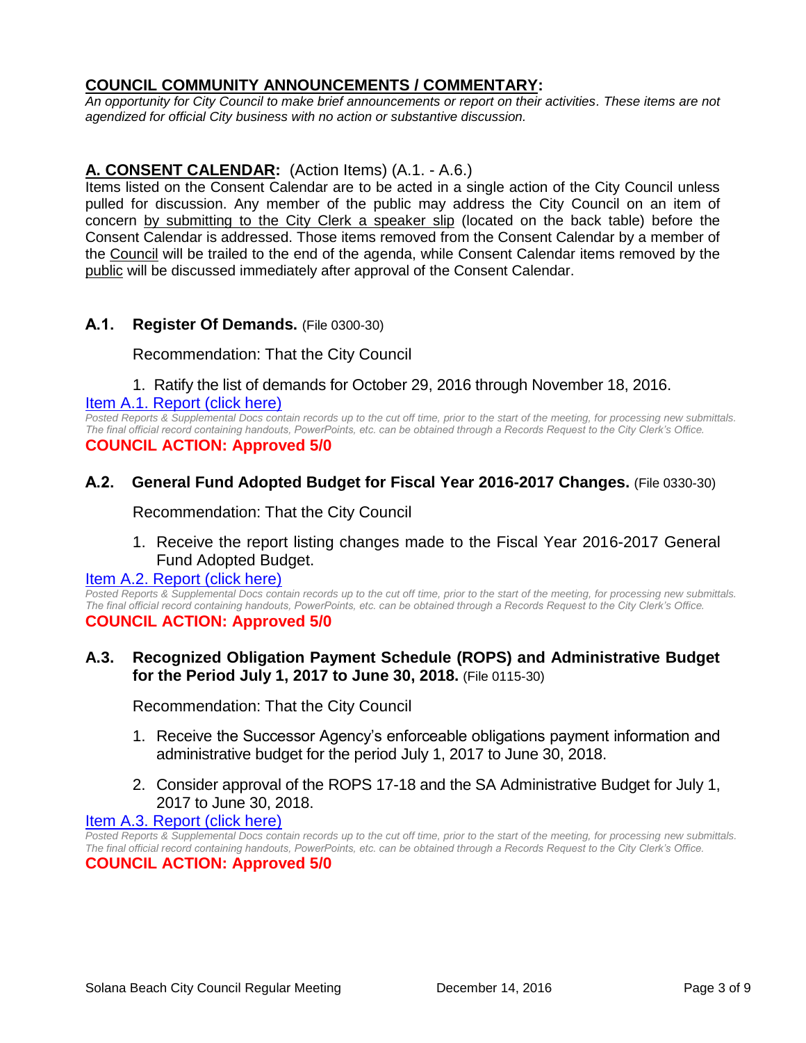## COUNCIL COMMUNITY ANNOUNCEMENTS / COMMENTARY:

*An opportunity for City Council to make brief announcements or report on their activities. These items are not agendized for official City business with no action or substantive discussion.*

## A. CONSENT CALENDAR: (Action Items) (A.1. - A.6.)

Items listed on the Consent Calendar are to be acted in a single action of the City Council unless pulled for discussion. Any member of the public may address the City Council on an item of concern by submitting to the City Clerk a speaker slip (located on the back table) before the Consent Calendar is addressed. Those items removed from the Consent Calendar by a member of the Council will be trailed to the end of the agenda, while Consent Calendar items removed by the public will be discussed immediately after approval of the Consent Calendar.

### A.1. Register Of Demands. (File 0300-30)

Recommendation: That the City Council

1. Ratify the list of demands for October 29, 2016 through November 18, 2016.

Item A.1. Report (click here)

*Posted Reports & Supplemental Docs contain records up to the cut off time, prior to the start of the meeting, for processing new submittals. The final official record containing handouts, PowerPoints, etc. can be obtained through a Records Request to the City Clerk's Office.*

**COUNCIL ACTION: Approved 5/0**

### A.2. General Fund Adopted Budget for Fiscal Year 2016-2017 Changes. (File 0330-30)

Recommendation: That the City Council

1. Receive the report listing changes made to the Fiscal Year 2016-2017 General Fund Adopted Budget.

Item A.2. Report (click here)

*Posted Reports & Supplemental Docs contain records up to the cut off time, prior to the start of the meeting, for processing new submittals. The final official record containing handouts, PowerPoints, etc. can be obtained through a Records Request to the City Clerk's Office.*

**COUNCIL ACTION: Approved 5/0**

### A.3. Recognized Obligation Payment Schedule (ROPS) and Administrative Budget for the Period July 1, 2017 to June 30, 2018. (File 0115-30)

Recommendation: That the City Council

1. Receive the Successor Agency's enforceable obligations payment information and administrative budget for the period July 1, 2017 to June 30, 2018.
2. Consider approval of the ROPS 17-18 and the SA Administrative Budget for July 1, 2017 to June 30, 2018.

Item A.3. Report (click here)

*Posted Reports & Supplemental Docs contain records up to the cut off time, prior to the start of the meeting, for processing new submittals. The final official record containing handouts, PowerPoints, etc. can be obtained through a Records Request to the City Clerk's Office.*

**COUNCIL ACTION: Approved 5/0**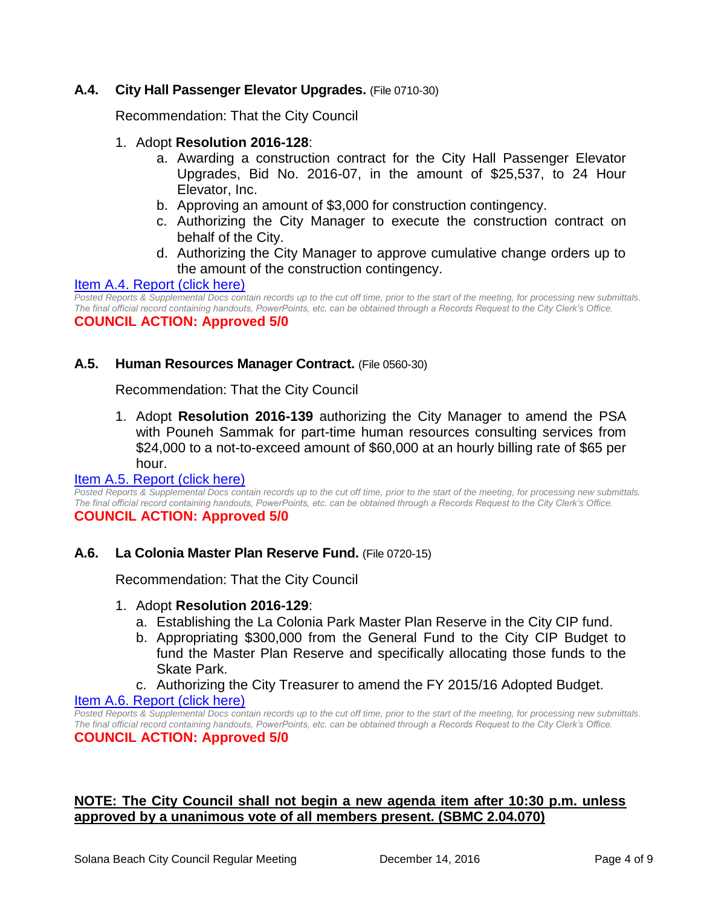### A.4. City Hall Passenger Elevator Upgrades. (File 0710-30)

Recommendation: That the City Council

1. Adopt **Resolution 2016-128**:
   a. Awarding a construction contract for the City Hall Passenger Elevator Upgrades, Bid No. 2016-07, in the amount of $25,537, to 24 Hour Elevator, Inc.
   b. Approving an amount of $3,000 for construction contingency.
   c. Authorizing the City Manager to execute the construction contract on behalf of the City.
   d. Authorizing the City Manager to approve cumulative change orders up to the amount of the construction contingency.

Item A.4. Report (click here)

*Posted Reports & Supplemental Docs contain records up to the cut off time, prior to the start of the meeting, for processing new submittals. The final official record containing handouts, PowerPoints, etc. can be obtained through a Records Request to the City Clerk's Office.*

**COUNCIL ACTION: Approved 5/0**

### A.5. Human Resources Manager Contract. (File 0560-30)

Recommendation: That the City Council

1. Adopt **Resolution 2016-139** authorizing the City Manager to amend the PSA with Pouneh Sammak for part-time human resources consulting services from $24,000 to a not-to-exceed amount of $60,000 at an hourly billing rate of $65 per hour.

Item A.5. Report (click here)

*Posted Reports & Supplemental Docs contain records up to the cut off time, prior to the start of the meeting, for processing new submittals. The final official record containing handouts, PowerPoints, etc. can be obtained through a Records Request to the City Clerk's Office.*

**COUNCIL ACTION: Approved 5/0**

### A.6. La Colonia Master Plan Reserve Fund. (File 0720-15)

Recommendation: That the City Council

1. Adopt **Resolution 2016-129**:
   a. Establishing the La Colonia Park Master Plan Reserve in the City CIP fund.
   b. Appropriating $300,000 from the General Fund to the City CIP Budget to fund the Master Plan Reserve and specifically allocating those funds to the Skate Park.
   c. Authorizing the City Treasurer to amend the FY 2015/16 Adopted Budget.

Item A.6. Report (click here)

*Posted Reports & Supplemental Docs contain records up to the cut off time, prior to the start of the meeting, for processing new submittals. The final official record containing handouts, PowerPoints, etc. can be obtained through a Records Request to the City Clerk's Office.*

**COUNCIL ACTION: Approved 5/0**

**NOTE: The City Council shall not begin a new agenda item after 10:30 p.m. unless approved by a unanimous vote of all members present. (SBMC 2.04.070)**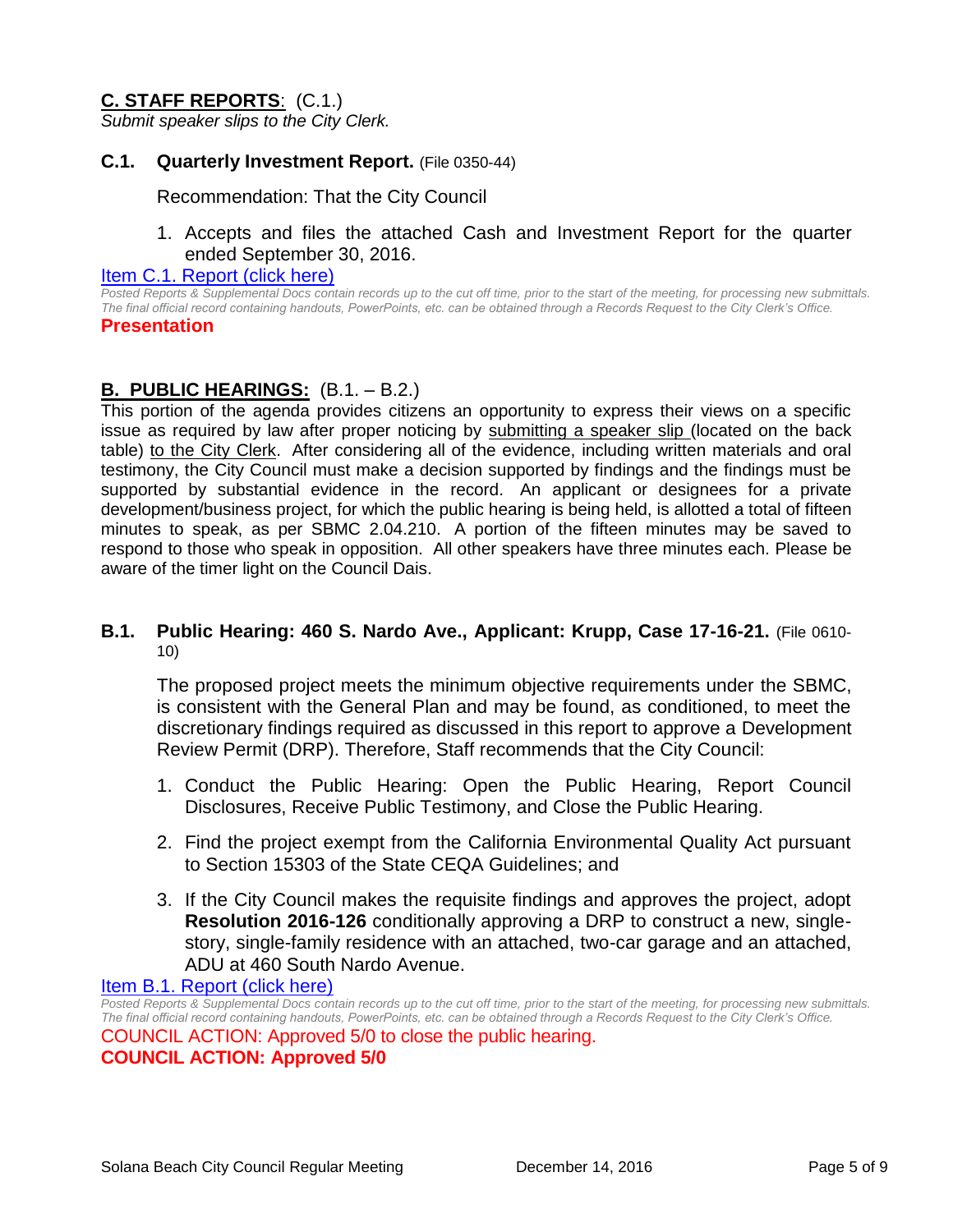## **C. STAFF REPORTS**: (C.1.)

*Submit speaker slips to the City Clerk.*

### **C.1. Quarterly Investment Report.** (File 0350-44)

Recommendation: That the City Council

1. Accepts and files the attached Cash and Investment Report for the quarter ended September 30, 2016.

Item C.1. Report (click here)

*Posted Reports & Supplemental Docs contain records up to the cut off time, prior to the start of the meeting, for processing new submittals. The final official record containing handouts, PowerPoints, etc. can be obtained through a Records Request to the City Clerk's Office.*

**Presentation**

## **B. PUBLIC HEARINGS:** (B.1. – B.2.)

This portion of the agenda provides citizens an opportunity to express their views on a specific issue as required by law after proper noticing by submitting a speaker slip (located on the back table) to the City Clerk. After considering all of the evidence, including written materials and oral testimony, the City Council must make a decision supported by findings and the findings must be supported by substantial evidence in the record. An applicant or designees for a private development/business project, for which the public hearing is being held, is allotted a total of fifteen minutes to speak, as per SBMC 2.04.210. A portion of the fifteen minutes may be saved to respond to those who speak in opposition. All other speakers have three minutes each. Please be aware of the timer light on the Council Dais.

### **B.1. Public Hearing: 460 S. Nardo Ave., Applicant: Krupp, Case 17-16-21.** (File 0610-10)

The proposed project meets the minimum objective requirements under the SBMC, is consistent with the General Plan and may be found, as conditioned, to meet the discretionary findings required as discussed in this report to approve a Development Review Permit (DRP). Therefore, Staff recommends that the City Council:

1. Conduct the Public Hearing: Open the Public Hearing, Report Council Disclosures, Receive Public Testimony, and Close the Public Hearing.
2. Find the project exempt from the California Environmental Quality Act pursuant to Section 15303 of the State CEQA Guidelines; and
3. If the City Council makes the requisite findings and approves the project, adopt **Resolution 2016-126** conditionally approving a DRP to construct a new, single-story, single-family residence with an attached, two-car garage and an attached, ADU at 460 South Nardo Avenue.

Item B.1. Report (click here)

*Posted Reports & Supplemental Docs contain records up to the cut off time, prior to the start of the meeting, for processing new submittals. The final official record containing handouts, PowerPoints, etc. can be obtained through a Records Request to the City Clerk's Office.*

COUNCIL ACTION: Approved 5/0 to close the public hearing.

**COUNCIL ACTION: Approved 5/0**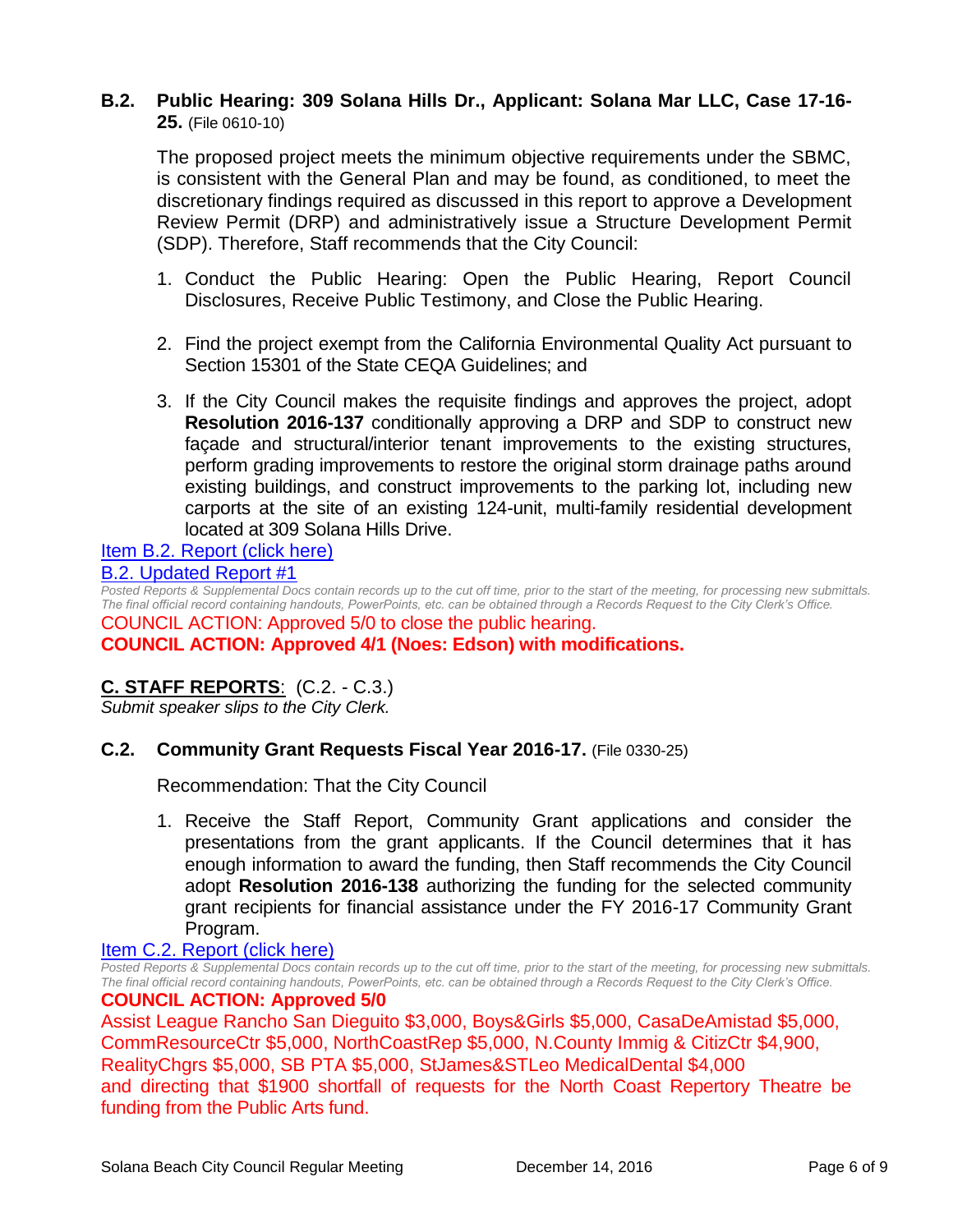### B.2. Public Hearing: 309 Solana Hills Dr., Applicant: Solana Mar LLC, Case 17-16-25. (File 0610-10)

The proposed project meets the minimum objective requirements under the SBMC, is consistent with the General Plan and may be found, as conditioned, to meet the discretionary findings required as discussed in this report to approve a Development Review Permit (DRP) and administratively issue a Structure Development Permit (SDP). Therefore, Staff recommends that the City Council:

1. Conduct the Public Hearing: Open the Public Hearing, Report Council Disclosures, Receive Public Testimony, and Close the Public Hearing.
2. Find the project exempt from the California Environmental Quality Act pursuant to Section 15301 of the State CEQA Guidelines; and
3. If the City Council makes the requisite findings and approves the project, adopt **Resolution 2016-137** conditionally approving a DRP and SDP to construct new façade and structural/interior tenant improvements to the existing structures, perform grading improvements to restore the original storm drainage paths around existing buildings, and construct improvements to the parking lot, including new carports at the site of an existing 124-unit, multi-family residential development located at 309 Solana Hills Drive.

Item B.2. Report (click here)

B.2. Updated Report #1

*Posted Reports & Supplemental Docs contain records up to the cut off time, prior to the start of the meeting, for processing new submittals. The final official record containing handouts, PowerPoints, etc. can be obtained through a Records Request to the City Clerk's Office.*

COUNCIL ACTION: Approved 5/0 to close the public hearing.

**COUNCIL ACTION: Approved 4/1 (Noes: Edson) with modifications.**

## C. STAFF REPORTS: (C.2. - C.3.)

*Submit speaker slips to the City Clerk.*

### C.2. Community Grant Requests Fiscal Year 2016-17. (File 0330-25)

Recommendation: That the City Council

1. Receive the Staff Report, Community Grant applications and consider the presentations from the grant applicants. If the Council determines that it has enough information to award the funding, then Staff recommends the City Council adopt **Resolution 2016-138** authorizing the funding for the selected community grant recipients for financial assistance under the FY 2016-17 Community Grant Program.

Item C.2. Report (click here)

*Posted Reports & Supplemental Docs contain records up to the cut off time, prior to the start of the meeting, for processing new submittals. The final official record containing handouts, PowerPoints, etc. can be obtained through a Records Request to the City Clerk's Office.*

**COUNCIL ACTION: Approved 5/0**

Assist League Rancho San Dieguito $3,000, Boys&Girls $5,000, CasaDeAmistad $5,000, CommResourceCtr $5,000, NorthCoastRep $5,000, N.County Immig & CitizCtr $4,900, RealityChgrs $5,000, SB PTA $5,000, StJames&STLeo MedicalDental $4,000 and directing that $1900 shortfall of requests for the North Coast Repertory Theatre be funding from the Public Arts fund.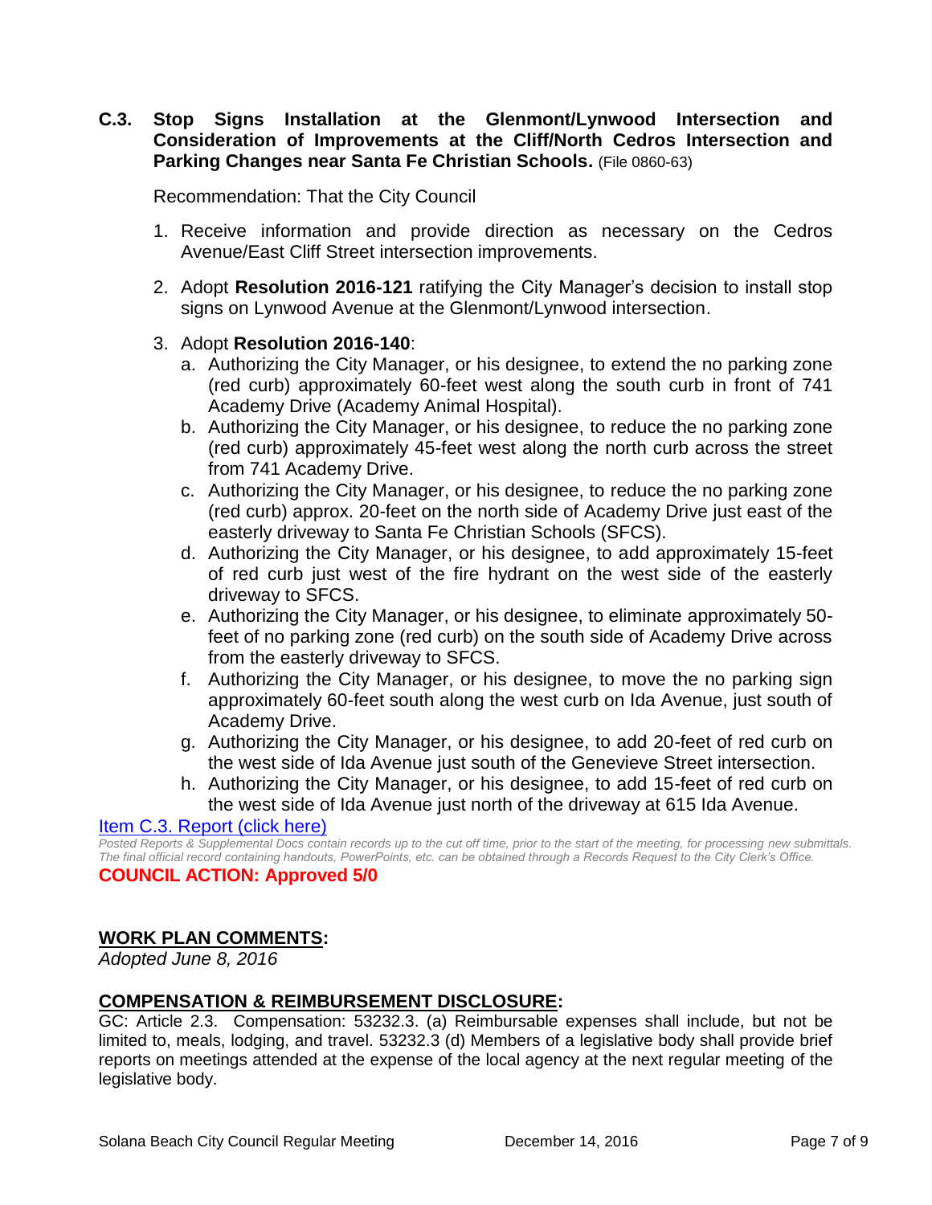**C.3. Stop Signs Installation at the Glenmont/Lynwood Intersection and Consideration of Improvements at the Cliff/North Cedros Intersection and Parking Changes near Santa Fe Christian Schools.** (File 0860-63)

Recommendation: That the City Council

1. Receive information and provide direction as necessary on the Cedros Avenue/East Cliff Street intersection improvements.
2. Adopt **Resolution 2016-121** ratifying the City Manager's decision to install stop signs on Lynwood Avenue at the Glenmont/Lynwood intersection.
3. Adopt **Resolution 2016-140**:
   a. Authorizing the City Manager, or his designee, to extend the no parking zone (red curb) approximately 60-feet west along the south curb in front of 741 Academy Drive (Academy Animal Hospital).
   b. Authorizing the City Manager, or his designee, to reduce the no parking zone (red curb) approximately 45-feet west along the north curb across the street from 741 Academy Drive.
   c. Authorizing the City Manager, or his designee, to reduce the no parking zone (red curb) approx. 20-feet on the north side of Academy Drive just east of the easterly driveway to Santa Fe Christian Schools (SFCS).
   d. Authorizing the City Manager, or his designee, to add approximately 15-feet of red curb just west of the fire hydrant on the west side of the easterly driveway to SFCS.
   e. Authorizing the City Manager, or his designee, to eliminate approximately 50-feet of no parking zone (red curb) on the south side of Academy Drive across from the easterly driveway to SFCS.
   f. Authorizing the City Manager, or his designee, to move the no parking sign approximately 60-feet south along the west curb on Ida Avenue, just south of Academy Drive.
   g. Authorizing the City Manager, or his designee, to add 20-feet of red curb on the west side of Ida Avenue just south of the Genevieve Street intersection.
   h. Authorizing the City Manager, or his designee, to add 15-feet of red curb on the west side of Ida Avenue just north of the driveway at 615 Ida Avenue.

Item C.3. Report (click here)

*Posted Reports & Supplemental Docs contain records up to the cut off time, prior to the start of the meeting, for processing new submittals. The final official record containing handouts, PowerPoints, etc. can be obtained through a Records Request to the City Clerk's Office.*

**COUNCIL ACTION: Approved 5/0**

## WORK PLAN COMMENTS:

*Adopted June 8, 2016*

## COMPENSATION & REIMBURSEMENT DISCLOSURE:

GC: Article 2.3. Compensation: 53232.3. (a) Reimbursable expenses shall include, but not be limited to, meals, lodging, and travel. 53232.3 (d) Members of a legislative body shall provide brief reports on meetings attended at the expense of the local agency at the next regular meeting of the legislative body.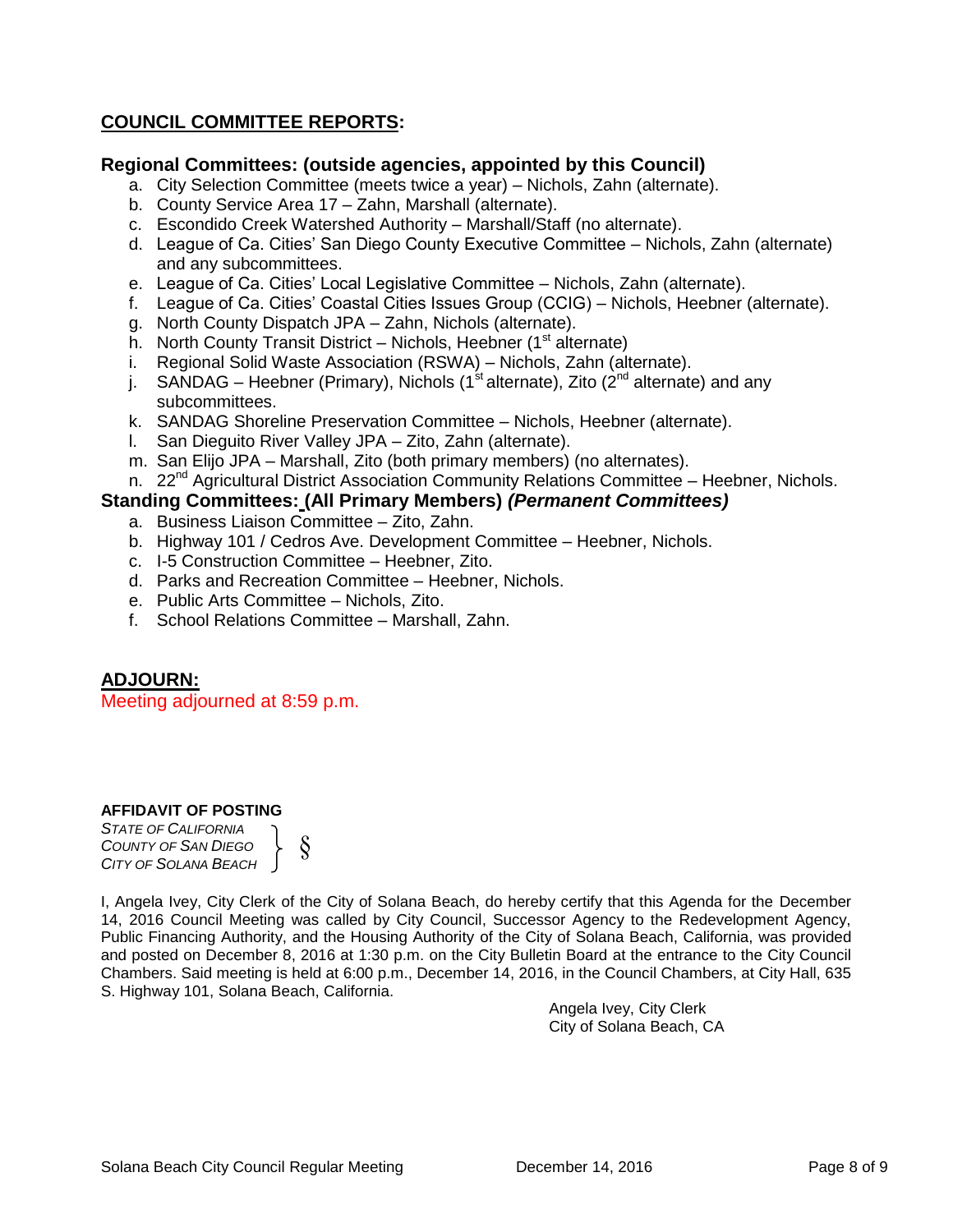## COUNCIL COMMITTEE REPORTS:

### Regional Committees: (outside agencies, appointed by this Council)

a. City Selection Committee (meets twice a year) – Nichols, Zahn (alternate).
b. County Service Area 17 – Zahn, Marshall (alternate).
c. Escondido Creek Watershed Authority – Marshall/Staff (no alternate).
d. League of Ca. Cities' San Diego County Executive Committee – Nichols, Zahn (alternate) and any subcommittees.
e. League of Ca. Cities' Local Legislative Committee – Nichols, Zahn (alternate).
f. League of Ca. Cities' Coastal Cities Issues Group (CCIG) – Nichols, Heebner (alternate).
g. North County Dispatch JPA – Zahn, Nichols (alternate).
h. North County Transit District – Nichols, Heebner (1st alternate)
i. Regional Solid Waste Association (RSWA) – Nichols, Zahn (alternate).
j. SANDAG – Heebner (Primary), Nichols (1st alternate), Zito (2nd alternate) and any subcommittees.
k. SANDAG Shoreline Preservation Committee – Nichols, Heebner (alternate).
l. San Dieguito River Valley JPA – Zito, Zahn (alternate).
m. San Elijo JPA – Marshall, Zito (both primary members) (no alternates).
n. 22nd Agricultural District Association Community Relations Committee – Heebner, Nichols.

### Standing Committees: (All Primary Members) *(Permanent Committees)*

a. Business Liaison Committee – Zito, Zahn.
b. Highway 101 / Cedros Ave. Development Committee – Heebner, Nichols.
c. I-5 Construction Committee – Heebner, Zito.
d. Parks and Recreation Committee – Heebner, Nichols.
e. Public Arts Committee – Nichols, Zito.
f. School Relations Committee – Marshall, Zahn.

## ADJOURN:

Meeting adjourned at 8:59 p.m.

**AFFIDAVIT OF POSTING**

*STATE OF CALIFORNIA*
*COUNTY OF SAN DIEGO* } §
*CITY OF SOLANA BEACH*

I, Angela Ivey, City Clerk of the City of Solana Beach, do hereby certify that this Agenda for the December 14, 2016 Council Meeting was called by City Council, Successor Agency to the Redevelopment Agency, Public Financing Authority, and the Housing Authority of the City of Solana Beach, California, was provided and posted on December 8, 2016 at 1:30 p.m. on the City Bulletin Board at the entrance to the City Council Chambers. Said meeting is held at 6:00 p.m., December 14, 2016, in the Council Chambers, at City Hall, 635 S. Highway 101, Solana Beach, California.

Angela Ivey, City Clerk
City of Solana Beach, CA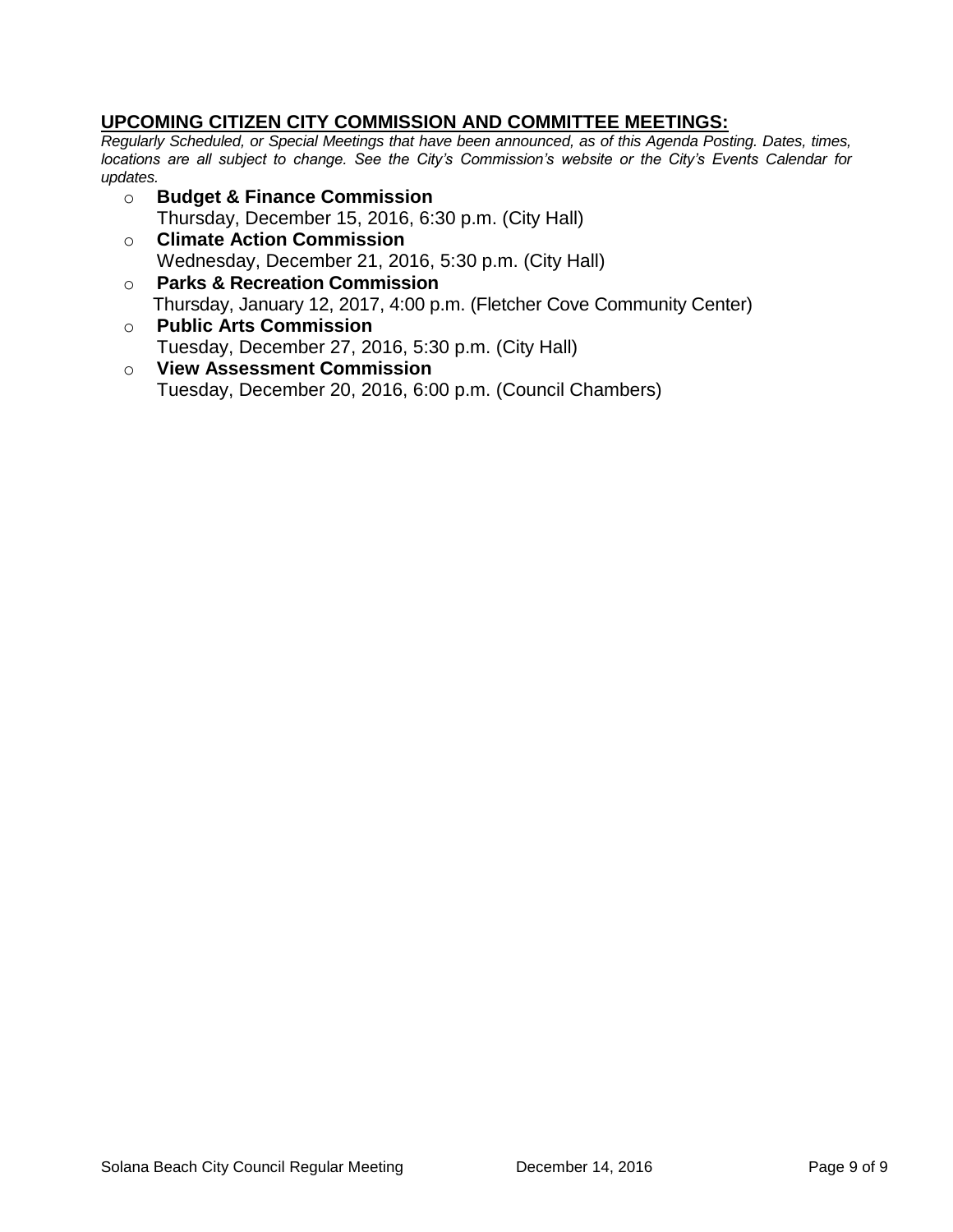## UPCOMING CITIZEN CITY COMMISSION AND COMMITTEE MEETINGS:

*Regularly Scheduled, or Special Meetings that have been announced, as of this Agenda Posting. Dates, times, locations are all subject to change. See the City's Commission's website or the City's Events Calendar for updates.*

- **Budget & Finance Commission**
  Thursday, December 15, 2016, 6:30 p.m. (City Hall)
- **Climate Action Commission**
  Wednesday, December 21, 2016, 5:30 p.m. (City Hall)
- **Parks & Recreation Commission**
  Thursday, January 12, 2017, 4:00 p.m. (Fletcher Cove Community Center)
- **Public Arts Commission**
  Tuesday, December 27, 2016, 5:30 p.m. (City Hall)
- **View Assessment Commission**
  Tuesday, December 20, 2016, 6:00 p.m. (Council Chambers)